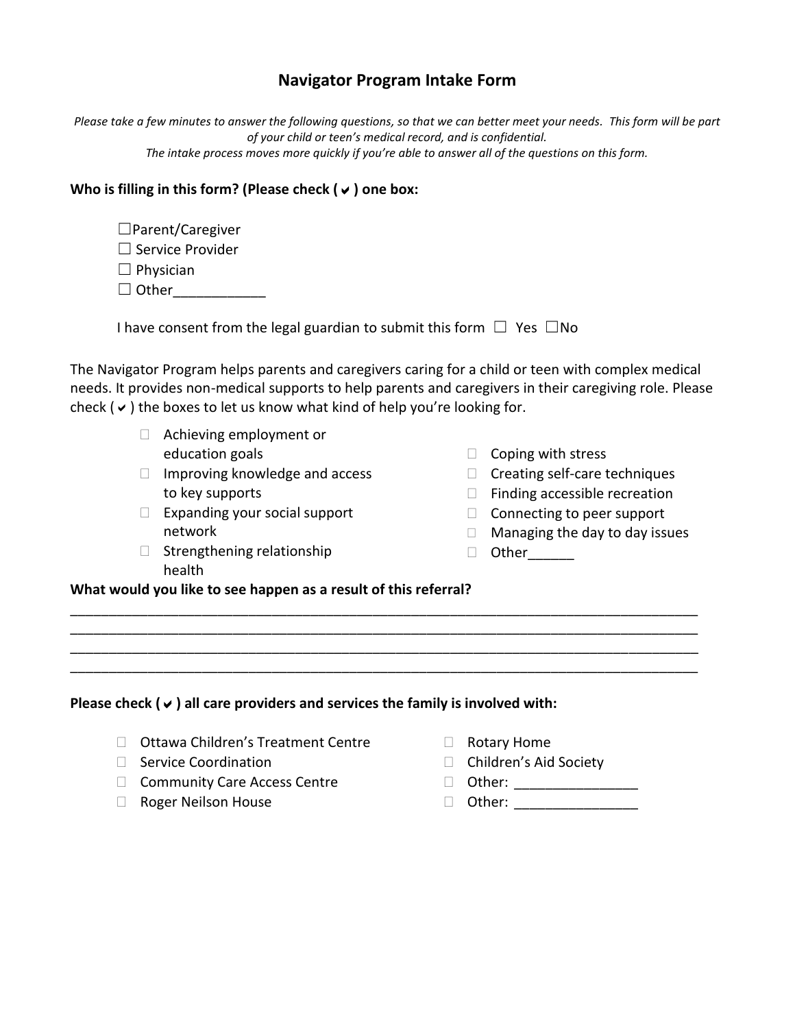# Navigator Program Intake Form

*Please take a few minutes to answer the following questions, so that we can better meet your needs. This form will be part of your child or teen's medical record, and is confidential.*
*The intake process moves more quickly if you're able to answer all of the questions on this form.*

**Who is filling in this form? (Please check ( ✔ ) one box:**

- ☐Parent/Caregiver
- ☐ Service Provider
- ☐ Physician
- ☐ Other____________

I have consent from the legal guardian to submit this form ☐ Yes ☐No

The Navigator Program helps parents and caregivers caring for a child or teen with complex medical needs. It provides non-medical supports to help parents and caregivers in their caregiving role. Please check ( ✔ ) the boxes to let us know what kind of help you're looking for.

- ☐ Achieving employment or education goals
- ☐ Improving knowledge and access to key supports
- ☐ Expanding your social support network
- ☐ Strengthening relationship health
- ☐ Coping with stress
- ☐ Creating self-care techniques
- ☐ Finding accessible recreation
- ☐ Connecting to peer support
- ☐ Managing the day to day issues
- ☐ Other______

**What would you like to see happen as a result of this referral?**

___________________________________________________________________________________
___________________________________________________________________________________
___________________________________________________________________________________
___________________________________________________________________________________

**Please check ( ✔ ) all care providers and services the family is involved with:**

- ☐ Ottawa Children's Treatment Centre
- ☐ Service Coordination
- ☐ Community Care Access Centre
- ☐ Roger Neilson House
- ☐ Rotary Home
- ☐ Children's Aid Society
- ☐ Other: ________________
- ☐ Other: ________________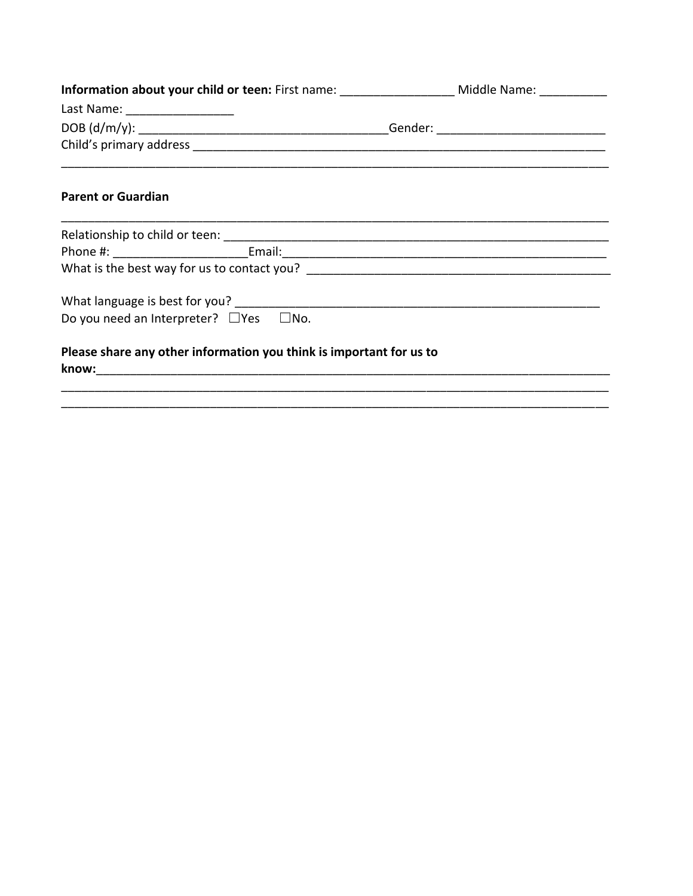**Information about your child or teen:** First name: _________________ Middle Name: __________

Last Name: ________________

DOB (d/m/y): _____________________________________Gender: _________________________

Child's primary address _________________________________________________________________

_____________________________________________________________________________________

**Parent or Guardian**

_____________________________________________________________________________________

Relationship to child or teen: ___________________________________________________________

Phone #: ____________________Email:__________________________________________________

What is the best way for us to contact you? _____________________________________________

What language is best for you? _________________________________________________________

Do you need an Interpreter? ☐Yes ☐No.

**Please share any other information you think is important for us to know:**_________________________________________________________________________

_____________________________________________________________________________________

_____________________________________________________________________________________